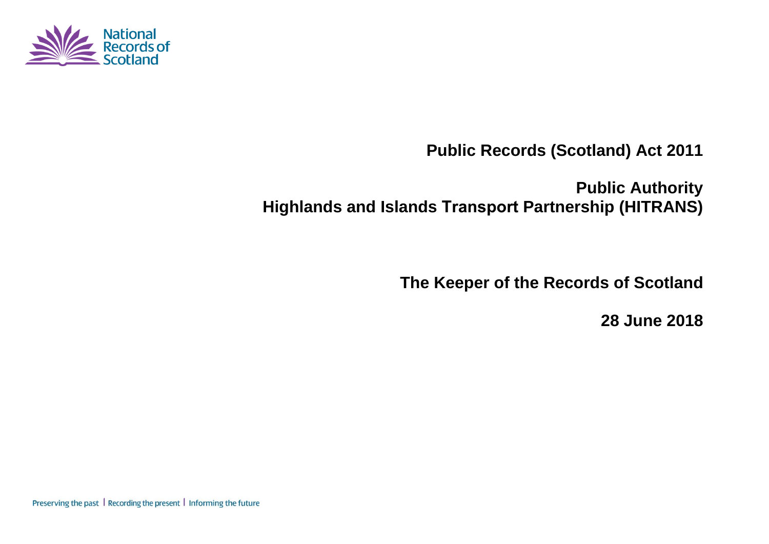National Records of Scotland

# Public Records (Scotland) Act 2011

## Public Authority
## Highlands and Islands Transport Partnership (HITRANS)

**The Keeper of the Records of Scotland**

**28 June 2018**

Preserving the past | Recording the present | Informing the future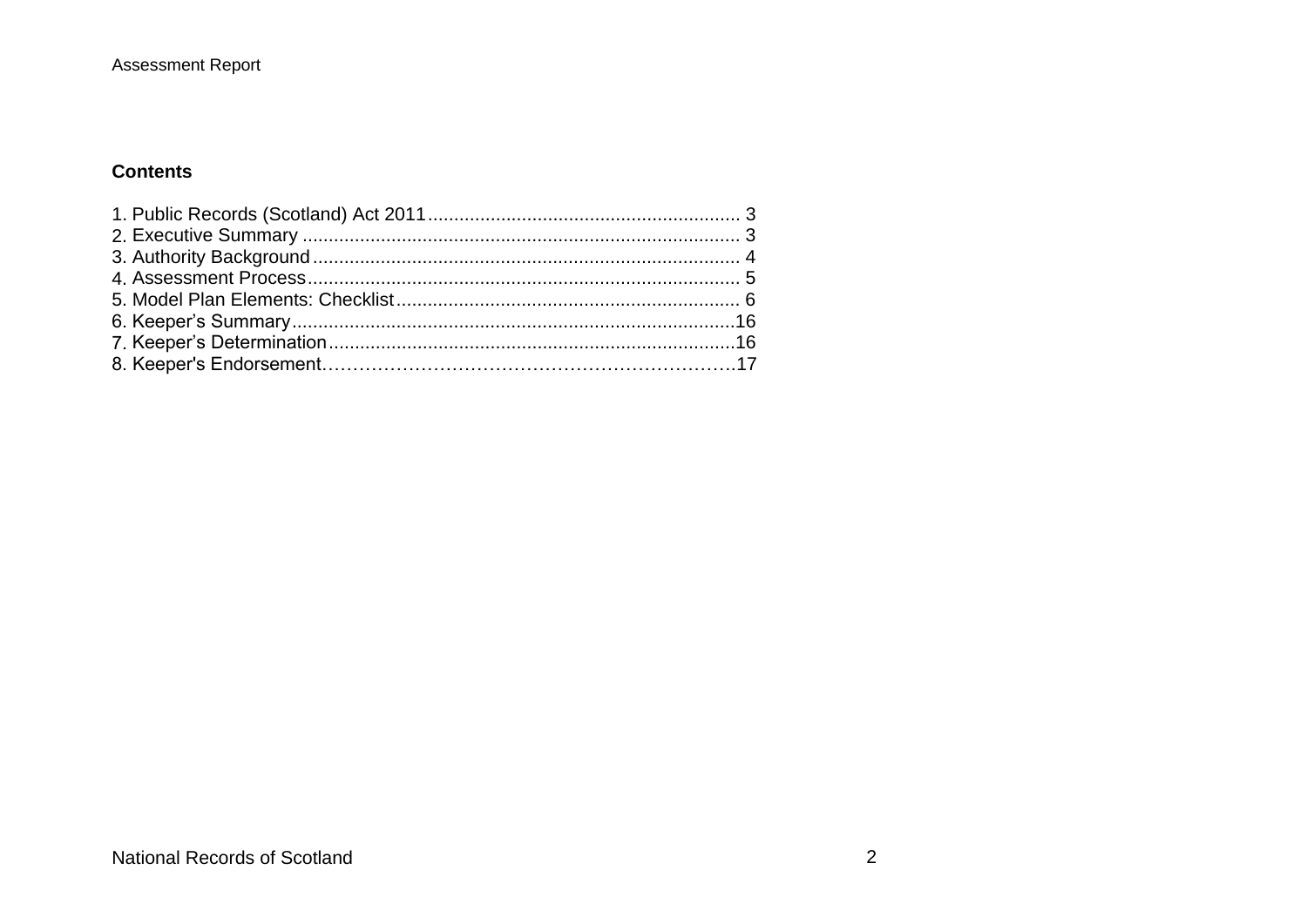## Contents

1. Public Records (Scotland) Act 2011 ........................................................... 3
2. Executive Summary .................................................................................. 3
3. Authority Background ................................................................................ 4
4. Assessment Process .................................................................................. 5
5. Model Plan Elements: Checklist ................................................................. 6
6. Keeper's Summary .................................................................................... 16
7. Keeper's Determination ............................................................................. 16
8. Keeper's Endorsement ............................................................................... 17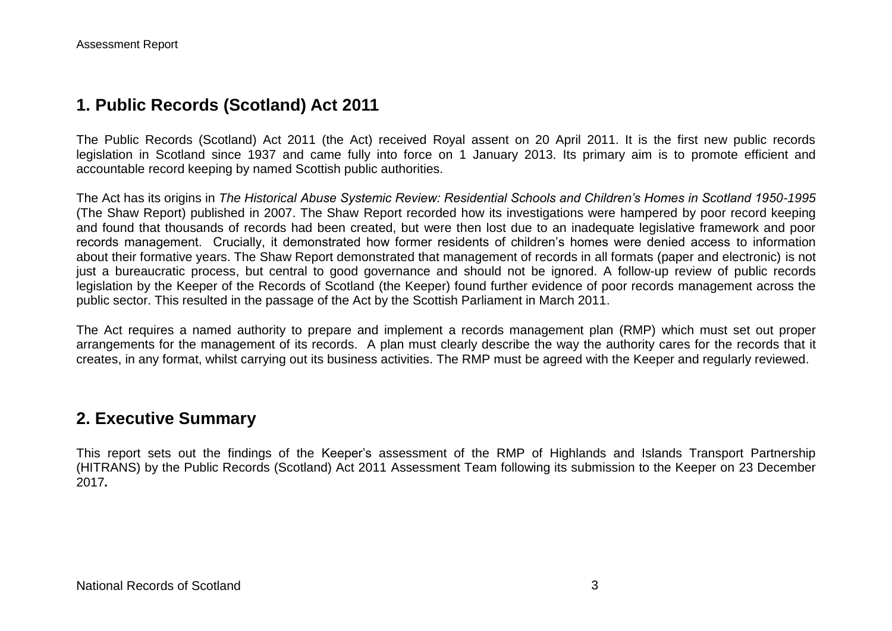## 1. Public Records (Scotland) Act 2011

The Public Records (Scotland) Act 2011 (the Act) received Royal assent on 20 April 2011. It is the first new public records legislation in Scotland since 1937 and came fully into force on 1 January 2013. Its primary aim is to promote efficient and accountable record keeping by named Scottish public authorities.

The Act has its origins in *The Historical Abuse Systemic Review: Residential Schools and Children's Homes in Scotland 1950-1995* (The Shaw Report) published in 2007. The Shaw Report recorded how its investigations were hampered by poor record keeping and found that thousands of records had been created, but were then lost due to an inadequate legislative framework and poor records management. Crucially, it demonstrated how former residents of children's homes were denied access to information about their formative years. The Shaw Report demonstrated that management of records in all formats (paper and electronic) is not just a bureaucratic process, but central to good governance and should not be ignored. A follow-up review of public records legislation by the Keeper of the Records of Scotland (the Keeper) found further evidence of poor records management across the public sector. This resulted in the passage of the Act by the Scottish Parliament in March 2011.

The Act requires a named authority to prepare and implement a records management plan (RMP) which must set out proper arrangements for the management of its records. A plan must clearly describe the way the authority cares for the records that it creates, in any format, whilst carrying out its business activities. The RMP must be agreed with the Keeper and regularly reviewed.

## 2. Executive Summary

This report sets out the findings of the Keeper's assessment of the RMP of Highlands and Islands Transport Partnership (HITRANS) by the Public Records (Scotland) Act 2011 Assessment Team following its submission to the Keeper on 23 December 2017*.*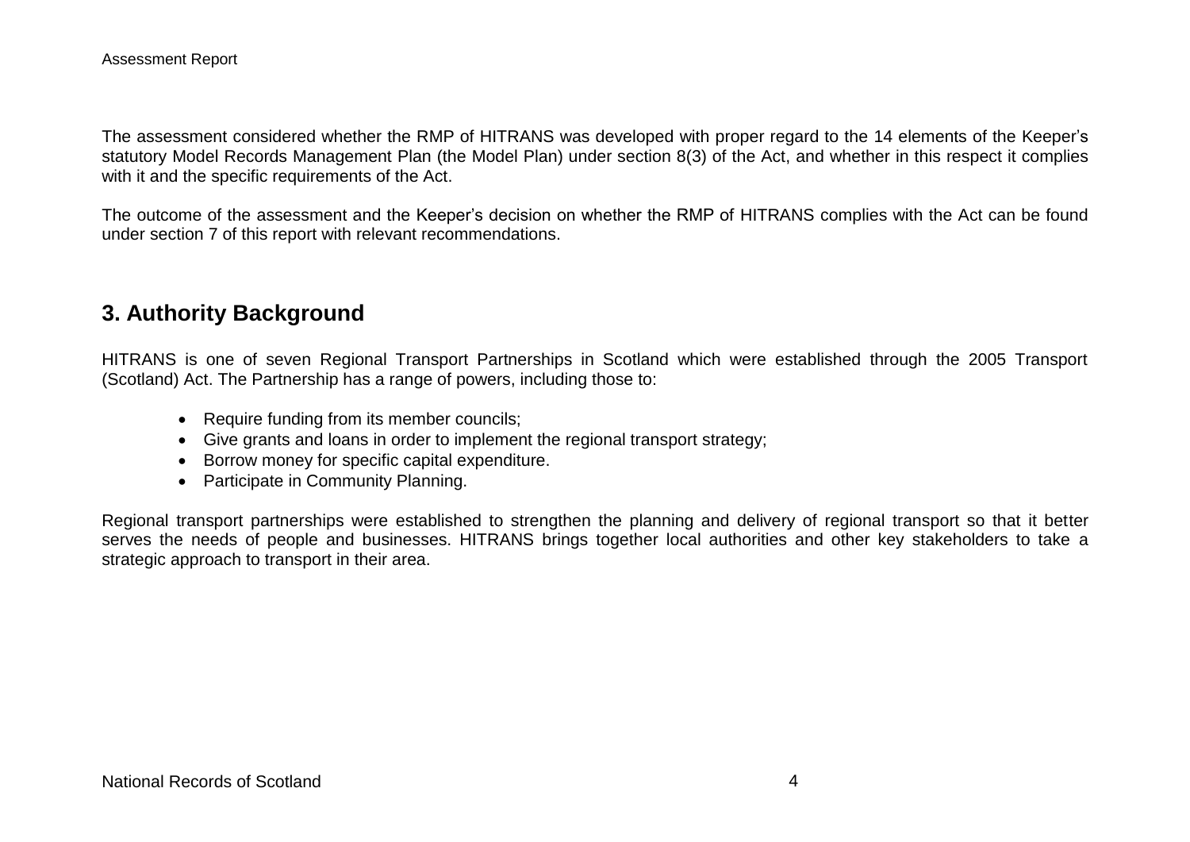The assessment considered whether the RMP of HITRANS was developed with proper regard to the 14 elements of the Keeper's statutory Model Records Management Plan (the Model Plan) under section 8(3) of the Act, and whether in this respect it complies with it and the specific requirements of the Act.

The outcome of the assessment and the Keeper's decision on whether the RMP of HITRANS complies with the Act can be found under section 7 of this report with relevant recommendations.

## 3. Authority Background

HITRANS is one of seven Regional Transport Partnerships in Scotland which were established through the 2005 Transport (Scotland) Act. The Partnership has a range of powers, including those to:

- Require funding from its member councils;
- Give grants and loans in order to implement the regional transport strategy;
- Borrow money for specific capital expenditure.
- Participate in Community Planning.

Regional transport partnerships were established to strengthen the planning and delivery of regional transport so that it better serves the needs of people and businesses. HITRANS brings together local authorities and other key stakeholders to take a strategic approach to transport in their area.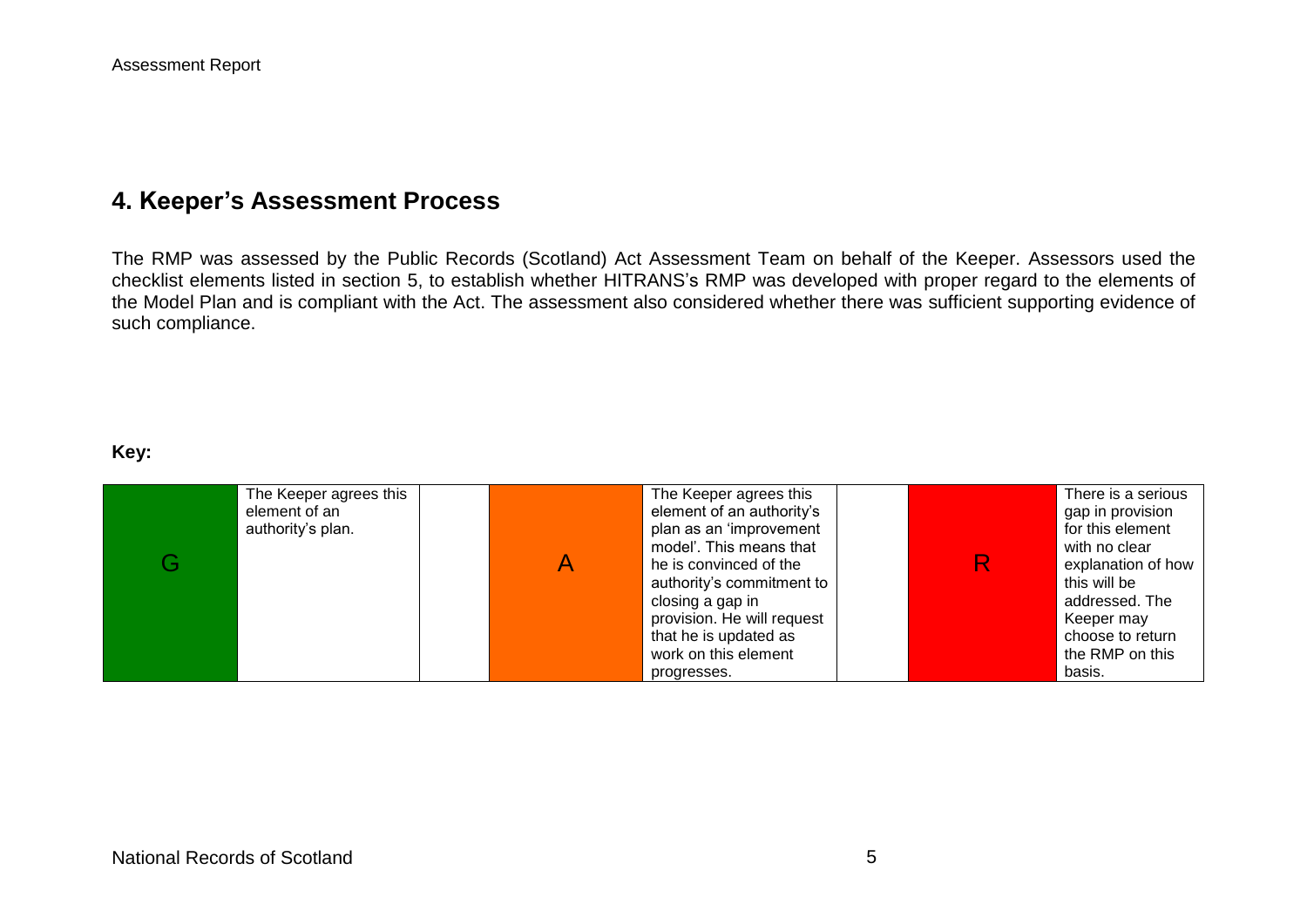## 4. Keeper's Assessment Process

The RMP was assessed by the Public Records (Scotland) Act Assessment Team on behalf of the Keeper. Assessors used the checklist elements listed in section 5, to establish whether HITRANS's RMP was developed with proper regard to the elements of the Model Plan and is compliant with the Act. The assessment also considered whether there was sufficient supporting evidence of such compliance.

**Key:**

| G | The Keeper agrees this element of an authority's plan. | | A | The Keeper agrees this element of an authority's plan as an 'improvement model'. This means that he is convinced of the authority's commitment to closing a gap in provision. He will request that he is updated as work on this element progresses. | | R | There is a serious gap in provision for this element with no clear explanation of how this will be addressed. The Keeper may choose to return the RMP on this basis. |
|---|---|---|---|---|---|---|---|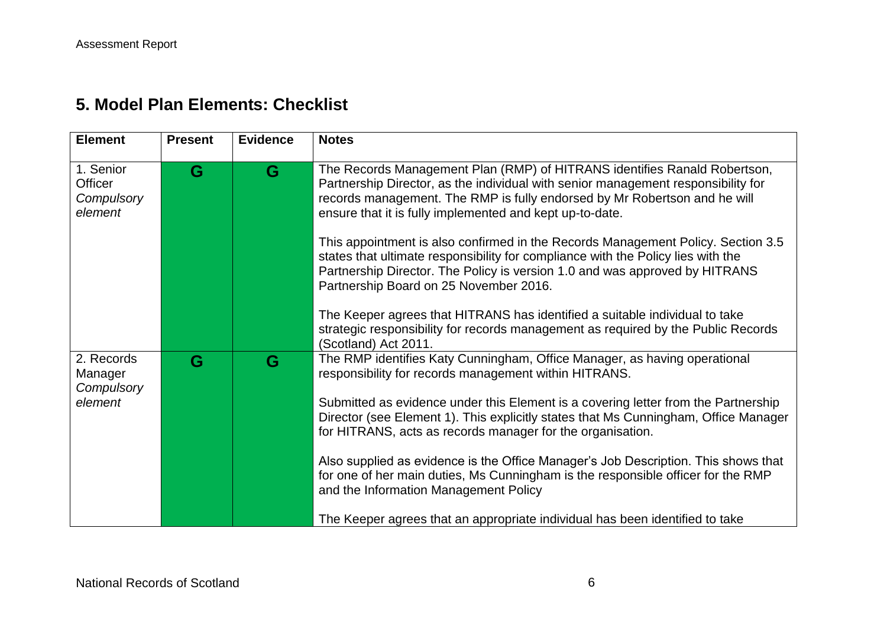## 5. Model Plan Elements: Checklist

| Element | Present | Evidence | Notes |
|---|---|---|---|
| 1. Senior Officer *Compulsory element* | G | G | The Records Management Plan (RMP) of HITRANS identifies Ranald Robertson, Partnership Director, as the individual with senior management responsibility for records management. The RMP is fully endorsed by Mr Robertson and he will ensure that it is fully implemented and kept up-to-date.<br><br>This appointment is also confirmed in the Records Management Policy. Section 3.5 states that ultimate responsibility for compliance with the Policy lies with the Partnership Director. The Policy is version 1.0 and was approved by HITRANS Partnership Board on 25 November 2016.<br><br>The Keeper agrees that HITRANS has identified a suitable individual to take strategic responsibility for records management as required by the Public Records (Scotland) Act 2011. |
| 2. Records Manager *Compulsory element* | G | G | The RMP identifies Katy Cunningham, Office Manager, as having operational responsibility for records management within HITRANS.<br><br>Submitted as evidence under this Element is a covering letter from the Partnership Director (see Element 1). This explicitly states that Ms Cunningham, Office Manager for HITRANS, acts as records manager for the organisation.<br><br>Also supplied as evidence is the Office Manager's Job Description. This shows that for one of her main duties, Ms Cunningham is the responsible officer for the RMP and the Information Management Policy<br><br>The Keeper agrees that an appropriate individual has been identified to take |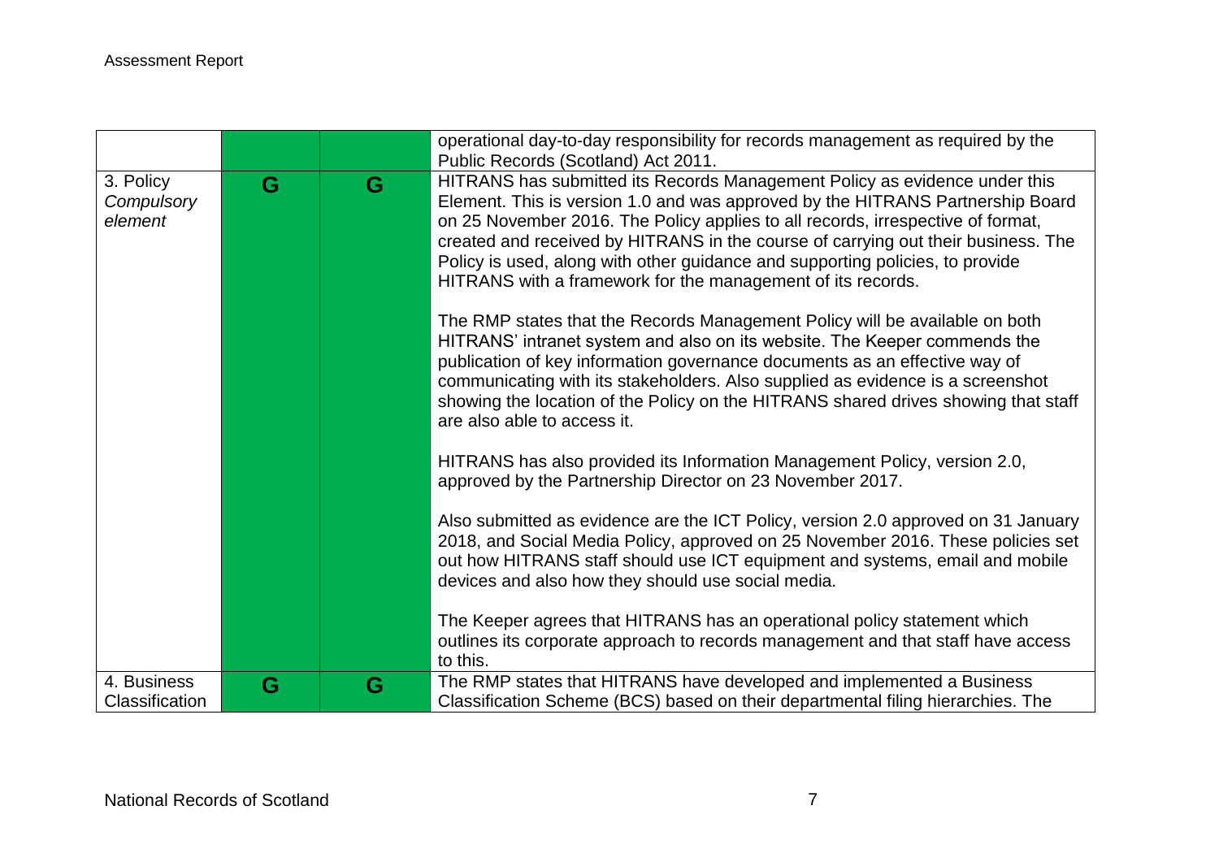| | | | |
|---|---|---|---|
| | | | operational day-to-day responsibility for records management as required by the Public Records (Scotland) Act 2011. |
| 3. Policy *Compulsory element* | G | G | HITRANS has submitted its Records Management Policy as evidence under this Element. This is version 1.0 and was approved by the HITRANS Partnership Board on 25 November 2016. The Policy applies to all records, irrespective of format, created and received by HITRANS in the course of carrying out their business. The Policy is used, along with other guidance and supporting policies, to provide HITRANS with a framework for the management of its records.<br><br>The RMP states that the Records Management Policy will be available on both HITRANS' intranet system and also on its website. The Keeper commends the publication of key information governance documents as an effective way of communicating with its stakeholders. Also supplied as evidence is a screenshot showing the location of the Policy on the HITRANS shared drives showing that staff are also able to access it.<br><br>HITRANS has also provided its Information Management Policy, version 2.0, approved by the Partnership Director on 23 November 2017.<br><br>Also submitted as evidence are the ICT Policy, version 2.0 approved on 31 January 2018, and Social Media Policy, approved on 25 November 2016. These policies set out how HITRANS staff should use ICT equipment and systems, email and mobile devices and also how they should use social media.<br><br>The Keeper agrees that HITRANS has an operational policy statement which outlines its corporate approach to records management and that staff have access to this. |
| 4. Business Classification | G | G | The RMP states that HITRANS have developed and implemented a Business Classification Scheme (BCS) based on their departmental filing hierarchies. The |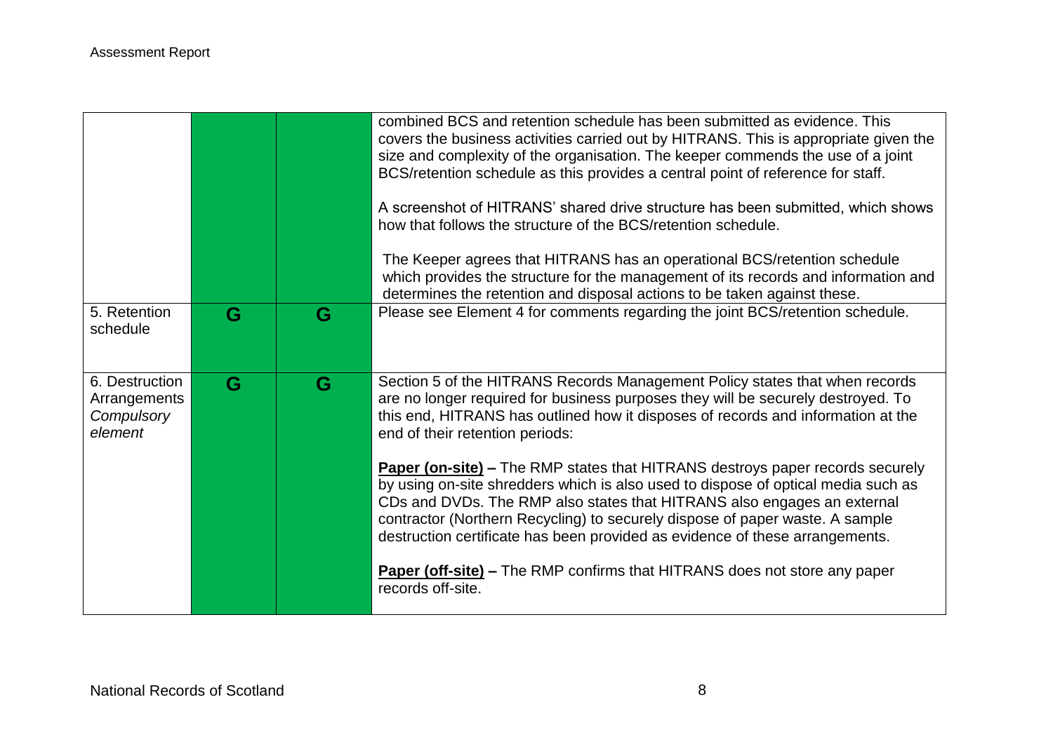| | | | |
|---|---|---|---|
| | G | G | combined BCS and retention schedule has been submitted as evidence. This covers the business activities carried out by HITRANS. This is appropriate given the size and complexity of the organisation. The keeper commends the use of a joint BCS/retention schedule as this provides a central point of reference for staff.<br><br>A screenshot of HITRANS' shared drive structure has been submitted, which shows how that follows the structure of the BCS/retention schedule.<br><br>The Keeper agrees that HITRANS has an operational BCS/retention schedule which provides the structure for the management of its records and information and determines the retention and disposal actions to be taken against these. |
| 5. Retention schedule | G | G | Please see Element 4 for comments regarding the joint BCS/retention schedule. |
| 6. Destruction Arrangements *Compulsory element* | G | G | Section 5 of the HITRANS Records Management Policy states that when records are no longer required for business purposes they will be securely destroyed. To this end, HITRANS has outlined how it disposes of records and information at the end of their retention periods:<br><br>**Paper (on-site) –** The RMP states that HITRANS destroys paper records securely by using on-site shredders which is also used to dispose of optical media such as CDs and DVDs. The RMP also states that HITRANS also engages an external contractor (Northern Recycling) to securely dispose of paper waste. A sample destruction certificate has been provided as evidence of these arrangements.<br><br>**Paper (off-site) –** The RMP confirms that HITRANS does not store any paper records off-site. |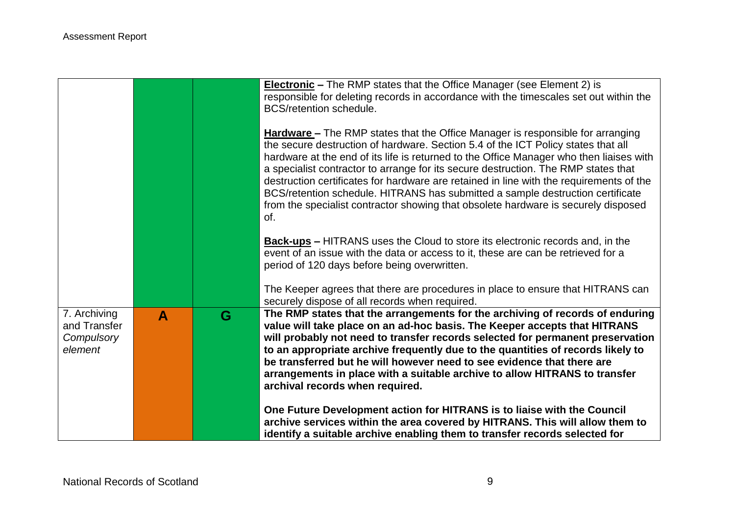| | | | |
|---|---|---|---|
| | | | **<u>Electronic</u> –** The RMP states that the Office Manager (see Element 2) is responsible for deleting records in accordance with the timescales set out within the BCS/retention schedule.<br><br>**<u>Hardware</u> –** The RMP states that the Office Manager is responsible for arranging the secure destruction of hardware. Section 5.4 of the ICT Policy states that all hardware at the end of its life is returned to the Office Manager who then liaises with a specialist contractor to arrange for its secure destruction. The RMP states that destruction certificates for hardware are retained in line with the requirements of the BCS/retention schedule. HITRANS has submitted a sample destruction certificate from the specialist contractor showing that obsolete hardware is securely disposed of.<br><br>**<u>Back-ups</u> –** HITRANS uses the Cloud to store its electronic records and, in the event of an issue with the data or access to it, these are can be retrieved for a period of 120 days before being overwritten.<br><br>The Keeper agrees that there are procedures in place to ensure that HITRANS can securely dispose of all records when required. |
| 7. Archiving and Transfer *Compulsory element* | **A** | **G** | **The RMP states that the arrangements for the archiving of records of enduring value will take place on an ad-hoc basis. The Keeper accepts that HITRANS will probably not need to transfer records selected for permanent preservation to an appropriate archive frequently due to the quantities of records likely to be transferred but he will however need to see evidence that there are arrangements in place with a suitable archive to allow HITRANS to transfer archival records when required.**<br><br>**One Future Development action for HITRANS is to liaise with the Council archive services within the area covered by HITRANS. This will allow them to identify a suitable archive enabling them to transfer records selected for** |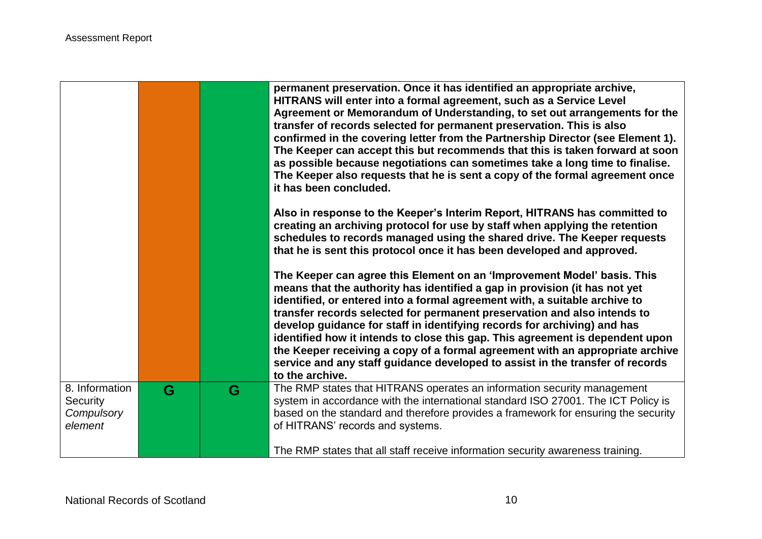| | | | |
|---|---|---|---|
| | | | **permanent preservation. Once it has identified an appropriate archive, HITRANS will enter into a formal agreement, such as a Service Level Agreement or Memorandum of Understanding, to set out arrangements for the transfer of records selected for permanent preservation. This is also confirmed in the covering letter from the Partnership Director (see Element 1). The Keeper can accept this but recommends that this is taken forward at soon as possible because negotiations can sometimes take a long time to finalise. The Keeper also requests that he is sent a copy of the formal agreement once it has been concluded.**<br><br>**Also in response to the Keeper's Interim Report, HITRANS has committed to creating an archiving protocol for use by staff when applying the retention schedules to records managed using the shared drive. The Keeper requests that he is sent this protocol once it has been developed and approved.**<br><br>**The Keeper can agree this Element on an 'Improvement Model' basis. This means that the authority has identified a gap in provision (it has not yet identified, or entered into a formal agreement with, a suitable archive to transfer records selected for permanent preservation and also intends to develop guidance for staff in identifying records for archiving) and has identified how it intends to close this gap. This agreement is dependent upon the Keeper receiving a copy of a formal agreement with an appropriate archive service and any staff guidance developed to assist in the transfer of records to the archive.** |
| 8. Information Security *Compulsory element* | G | G | The RMP states that HITRANS operates an information security management system in accordance with the international standard ISO 27001. The ICT Policy is based on the standard and therefore provides a framework for ensuring the security of HITRANS' records and systems.<br><br>The RMP states that all staff receive information security awareness training. |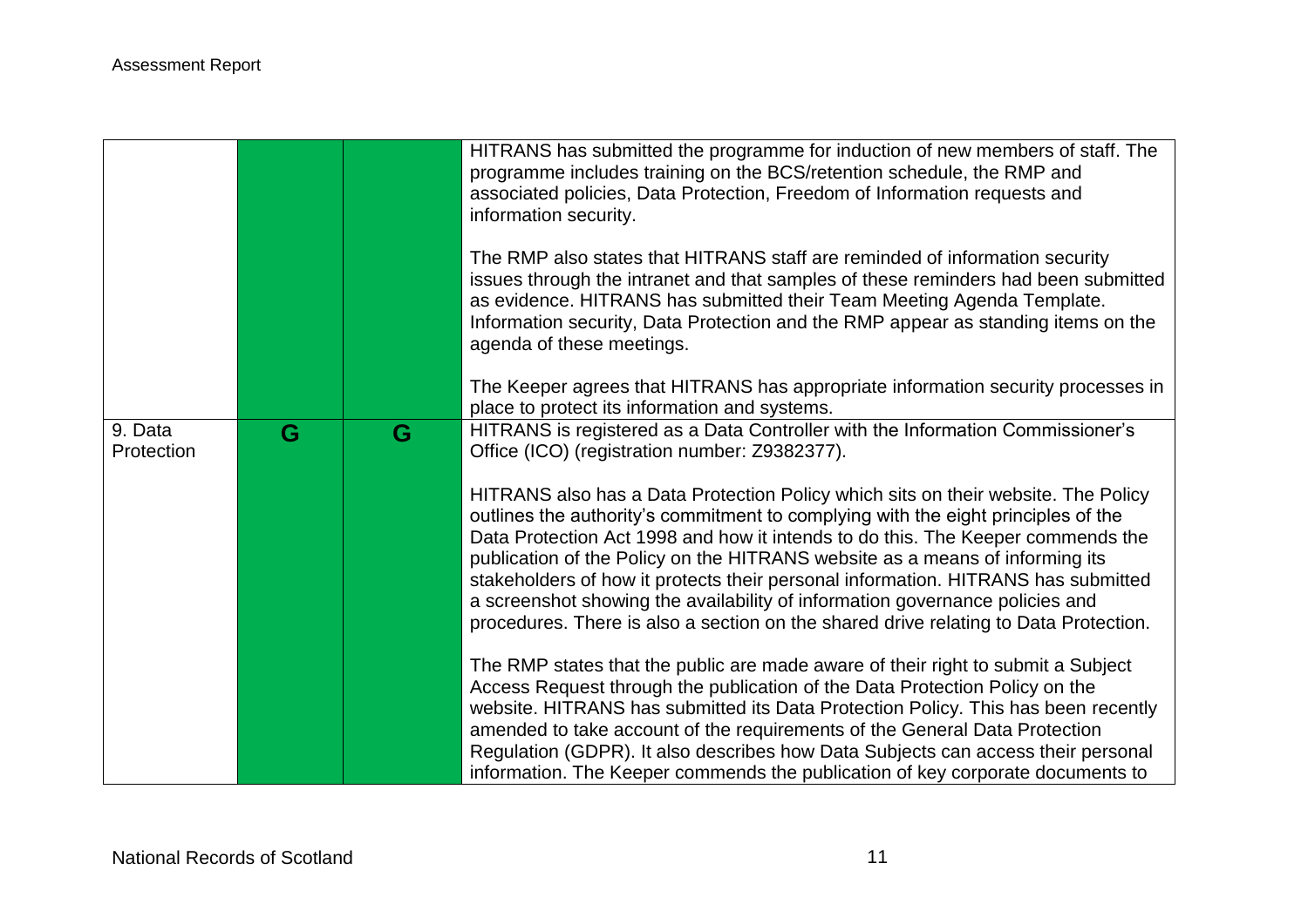| | | | |
|---|---|---|---|
| | | | HITRANS has submitted the programme for induction of new members of staff. The programme includes training on the BCS/retention schedule, the RMP and associated policies, Data Protection, Freedom of Information requests and information security.<br><br>The RMP also states that HITRANS staff are reminded of information security issues through the intranet and that samples of these reminders had been submitted as evidence. HITRANS has submitted their Team Meeting Agenda Template. Information security, Data Protection and the RMP appear as standing items on the agenda of these meetings.<br><br>The Keeper agrees that HITRANS has appropriate information security processes in place to protect its information and systems. |
| 9. Data Protection | G | G | HITRANS is registered as a Data Controller with the Information Commissioner's Office (ICO) (registration number: Z9382377).<br><br>HITRANS also has a Data Protection Policy which sits on their website. The Policy outlines the authority's commitment to complying with the eight principles of the Data Protection Act 1998 and how it intends to do this. The Keeper commends the publication of the Policy on the HITRANS website as a means of informing its stakeholders of how it protects their personal information. HITRANS has submitted a screenshot showing the availability of information governance policies and procedures. There is also a section on the shared drive relating to Data Protection.<br><br>The RMP states that the public are made aware of their right to submit a Subject Access Request through the publication of the Data Protection Policy on the website. HITRANS has submitted its Data Protection Policy. This has been recently amended to take account of the requirements of the General Data Protection Regulation (GDPR). It also describes how Data Subjects can access their personal information. The Keeper commends the publication of key corporate documents to |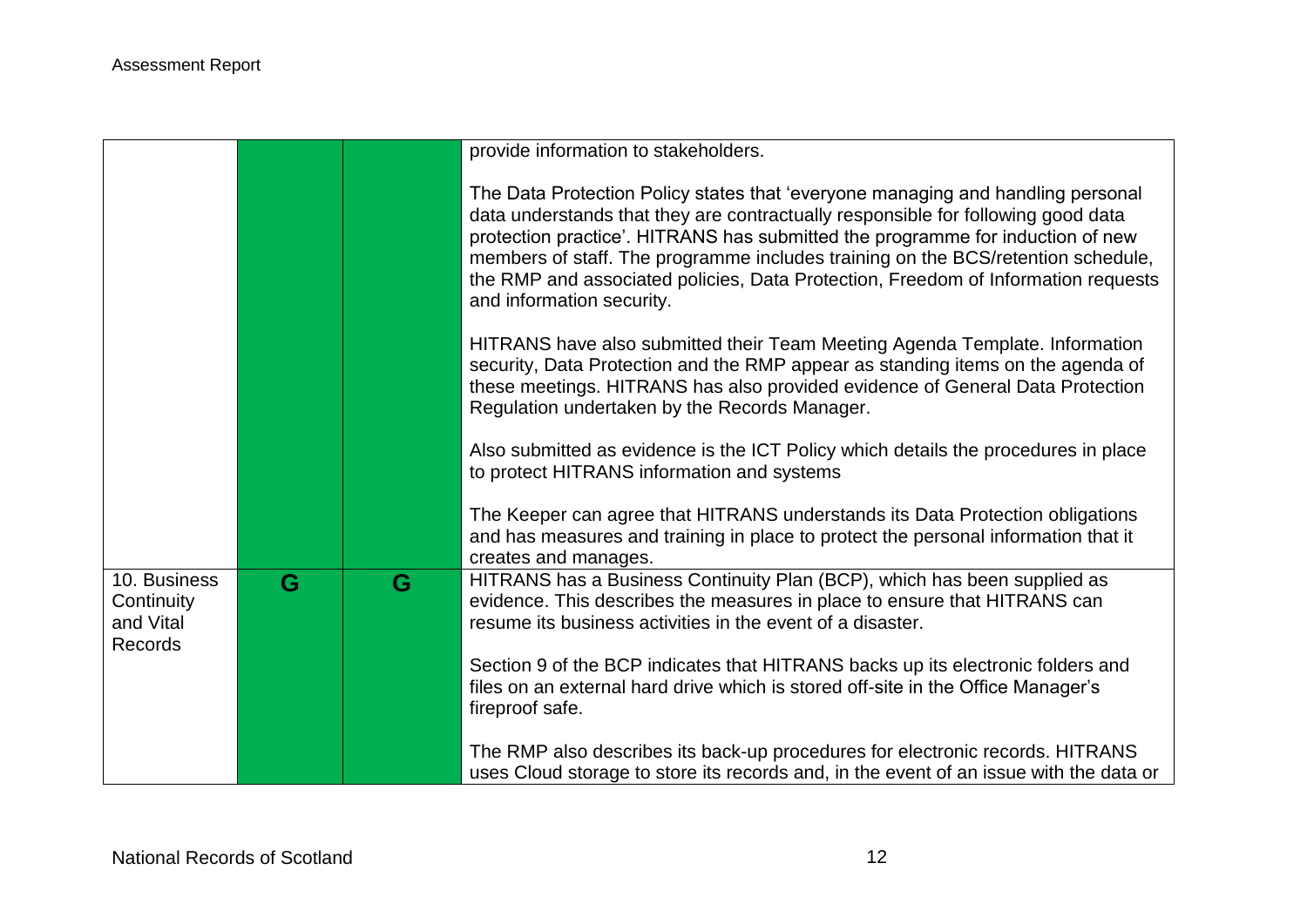| | | | |
|---|---|---|---|
| | | | provide information to stakeholders.<br><br>The Data Protection Policy states that 'everyone managing and handling personal data understands that they are contractually responsible for following good data protection practice'. HITRANS has submitted the programme for induction of new members of staff. The programme includes training on the BCS/retention schedule, the RMP and associated policies, Data Protection, Freedom of Information requests and information security.<br><br>HITRANS have also submitted their Team Meeting Agenda Template. Information security, Data Protection and the RMP appear as standing items on the agenda of these meetings. HITRANS has also provided evidence of General Data Protection Regulation undertaken by the Records Manager.<br><br>Also submitted as evidence is the ICT Policy which details the procedures in place to protect HITRANS information and systems<br><br>The Keeper can agree that HITRANS understands its Data Protection obligations and has measures and training in place to protect the personal information that it creates and manages. |
| 10. Business Continuity and Vital Records | G | G | HITRANS has a Business Continuity Plan (BCP), which has been supplied as evidence. This describes the measures in place to ensure that HITRANS can resume its business activities in the event of a disaster.<br><br>Section 9 of the BCP indicates that HITRANS backs up its electronic folders and files on an external hard drive which is stored off-site in the Office Manager's fireproof safe.<br><br>The RMP also describes its back-up procedures for electronic records. HITRANS uses Cloud storage to store its records and, in the event of an issue with the data or |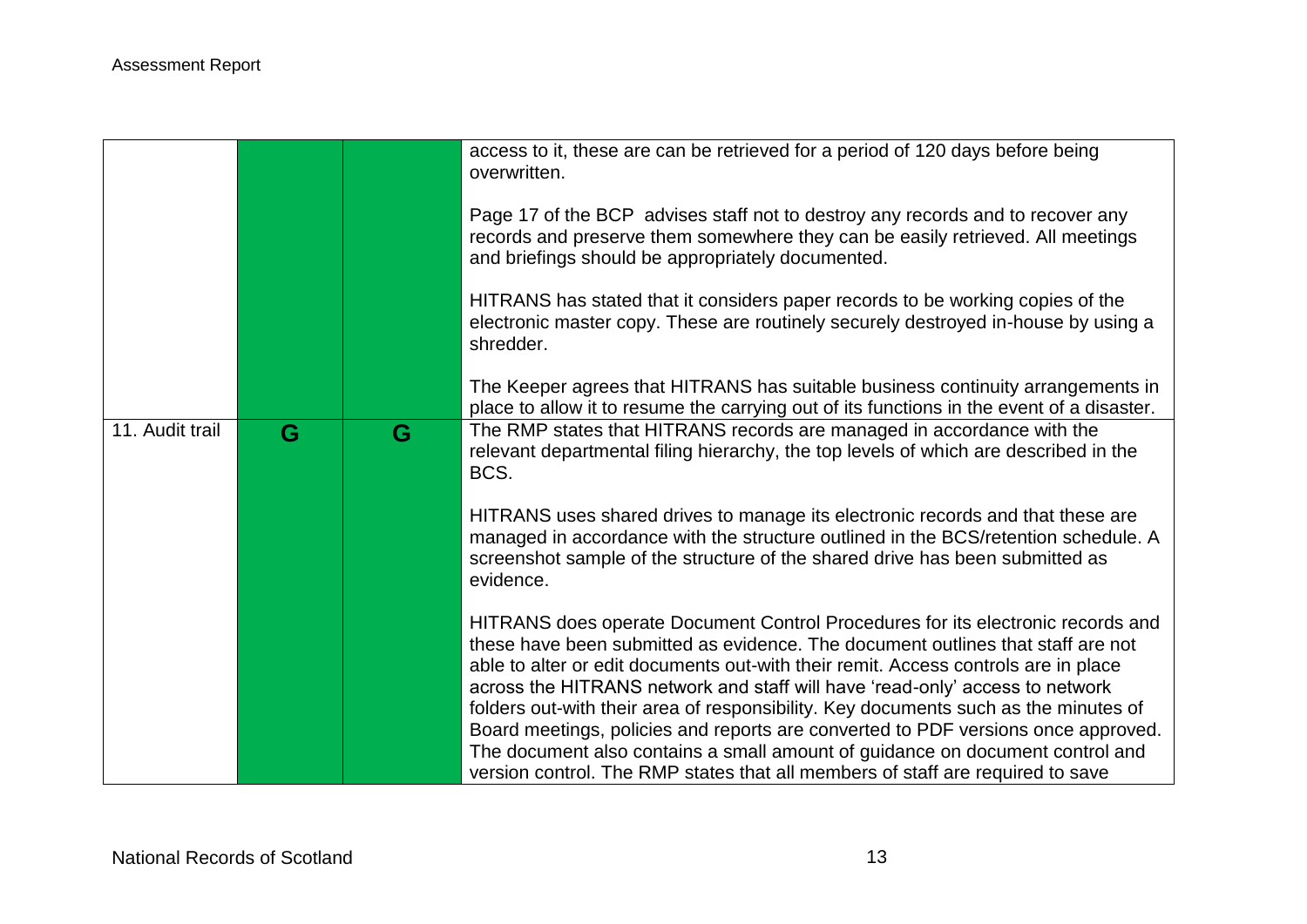| | | | |
|---|---|---|---|
| | | | access to it, these are can be retrieved for a period of 120 days before being overwritten.<br><br>Page 17 of the BCP advises staff not to destroy any records and to recover any records and preserve them somewhere they can be easily retrieved. All meetings and briefings should be appropriately documented.<br><br>HITRANS has stated that it considers paper records to be working copies of the electronic master copy. These are routinely securely destroyed in-house by using a shredder.<br><br>The Keeper agrees that HITRANS has suitable business continuity arrangements in place to allow it to resume the carrying out of its functions in the event of a disaster. |
| 11. Audit trail | **G** | **G** | The RMP states that HITRANS records are managed in accordance with the relevant departmental filing hierarchy, the top levels of which are described in the BCS.<br><br>HITRANS uses shared drives to manage its electronic records and that these are managed in accordance with the structure outlined in the BCS/retention schedule. A screenshot sample of the structure of the shared drive has been submitted as evidence.<br><br>HITRANS does operate Document Control Procedures for its electronic records and these have been submitted as evidence. The document outlines that staff are not able to alter or edit documents out-with their remit. Access controls are in place across the HITRANS network and staff will have 'read-only' access to network folders out-with their area of responsibility. Key documents such as the minutes of Board meetings, policies and reports are converted to PDF versions once approved. The document also contains a small amount of guidance on document control and version control. The RMP states that all members of staff are required to save |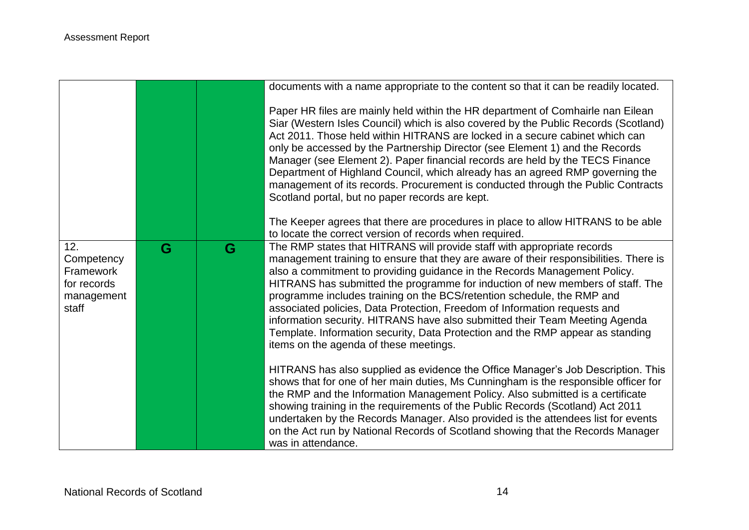| | | | |
|---|---|---|---|
| | | | documents with a name appropriate to the content so that it can be readily located.<br><br>Paper HR files are mainly held within the HR department of Comhairle nan Eilean Siar (Western Isles Council) which is also covered by the Public Records (Scotland) Act 2011. Those held within HITRANS are locked in a secure cabinet which can only be accessed by the Partnership Director (see Element 1) and the Records Manager (see Element 2). Paper financial records are held by the TECS Finance Department of Highland Council, which already has an agreed RMP governing the management of its records. Procurement is conducted through the Public Contracts Scotland portal, but no paper records are kept.<br><br>The Keeper agrees that there are procedures in place to allow HITRANS to be able to locate the correct version of records when required. |
| 12. Competency Framework for records management staff | G | G | The RMP states that HITRANS will provide staff with appropriate records management training to ensure that they are aware of their responsibilities. There is also a commitment to providing guidance in the Records Management Policy. HITRANS has submitted the programme for induction of new members of staff. The programme includes training on the BCS/retention schedule, the RMP and associated policies, Data Protection, Freedom of Information requests and information security. HITRANS have also submitted their Team Meeting Agenda Template. Information security, Data Protection and the RMP appear as standing items on the agenda of these meetings.<br><br>HITRANS has also supplied as evidence the Office Manager's Job Description. This shows that for one of her main duties, Ms Cunningham is the responsible officer for the RMP and the Information Management Policy. Also submitted is a certificate showing training in the requirements of the Public Records (Scotland) Act 2011 undertaken by the Records Manager. Also provided is the attendees list for events on the Act run by National Records of Scotland showing that the Records Manager was in attendance. |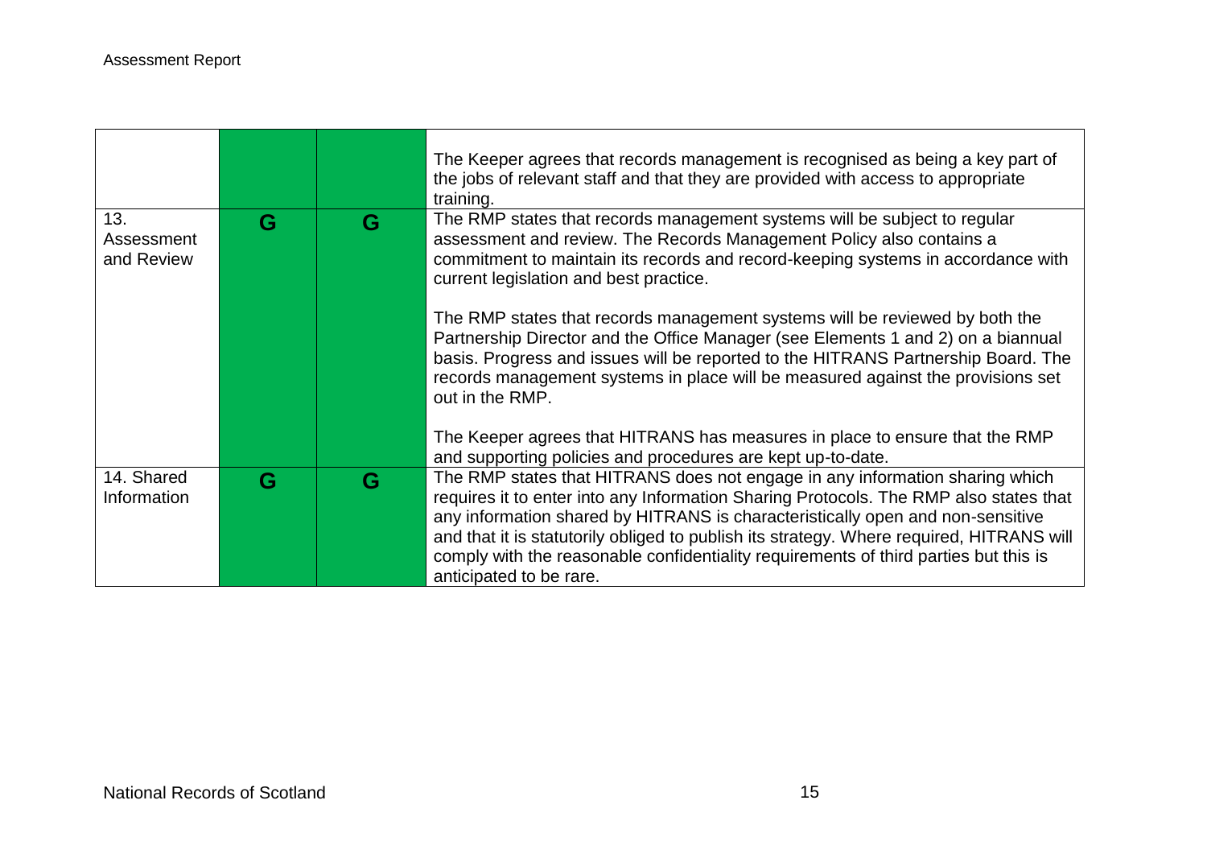| | | | |
|---|---|---|---|
| | | | The Keeper agrees that records management is recognised as being a key part of the jobs of relevant staff and that they are provided with access to appropriate training. |
| 13. Assessment and Review | G | G | The RMP states that records management systems will be subject to regular assessment and review. The Records Management Policy also contains a commitment to maintain its records and record-keeping systems in accordance with current legislation and best practice.<br><br>The RMP states that records management systems will be reviewed by both the Partnership Director and the Office Manager (see Elements 1 and 2) on a biannual basis. Progress and issues will be reported to the HITRANS Partnership Board. The records management systems in place will be measured against the provisions set out in the RMP.<br><br>The Keeper agrees that HITRANS has measures in place to ensure that the RMP and supporting policies and procedures are kept up-to-date. |
| 14. Shared Information | G | G | The RMP states that HITRANS does not engage in any information sharing which requires it to enter into any Information Sharing Protocols. The RMP also states that any information shared by HITRANS is characteristically open and non-sensitive and that it is statutorily obliged to publish its strategy. Where required, HITRANS will comply with the reasonable confidentiality requirements of third parties but this is anticipated to be rare. |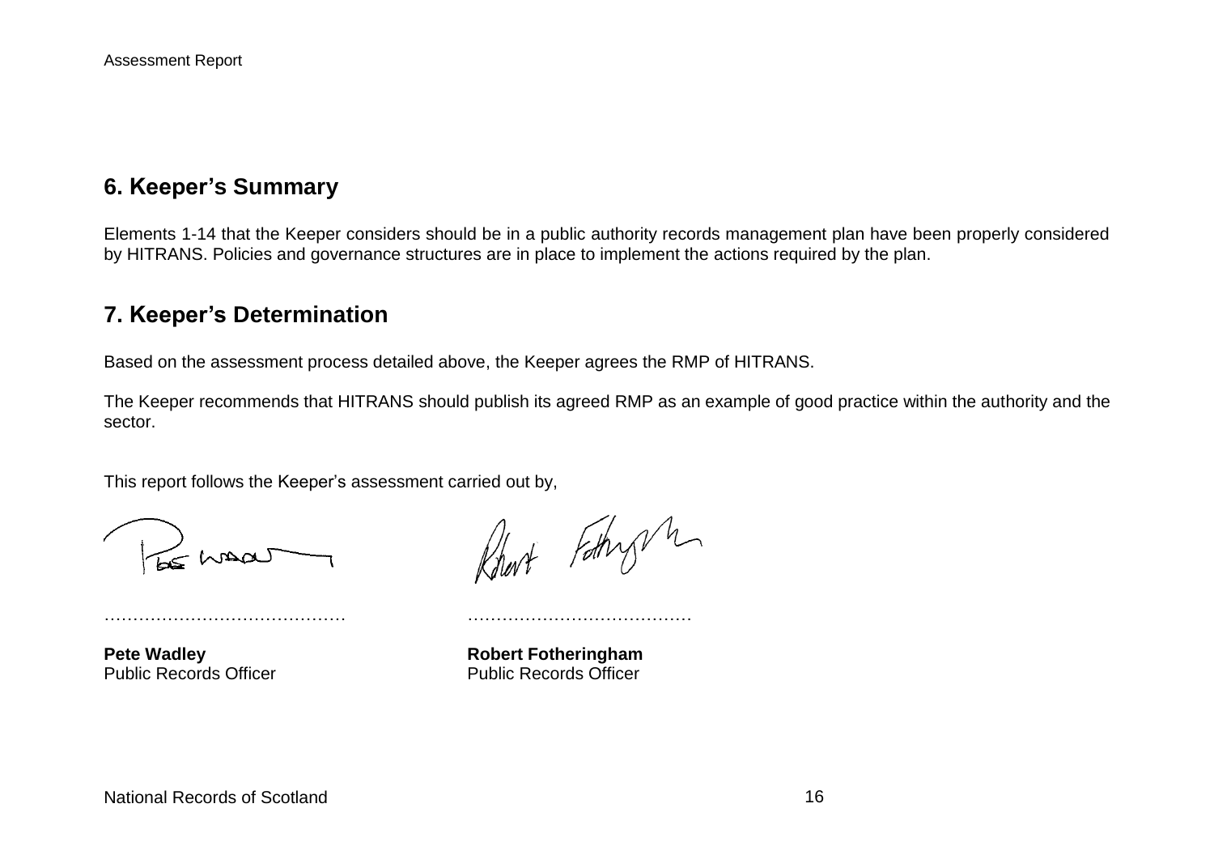## 6. Keeper's Summary

Elements 1-14 that the Keeper considers should be in a public authority records management plan have been properly considered by HITRANS. Policies and governance structures are in place to implement the actions required by the plan.

## 7. Keeper's Determination

Based on the assessment process detailed above, the Keeper agrees the RMP of HITRANS.

The Keeper recommends that HITRANS should publish its agreed RMP as an example of good practice within the authority and the sector.

This report follows the Keeper's assessment carried out by,

…………………………………… …………………………………

**Pete Wadley** **Robert Fotheringham**
Public Records Officer Public Records Officer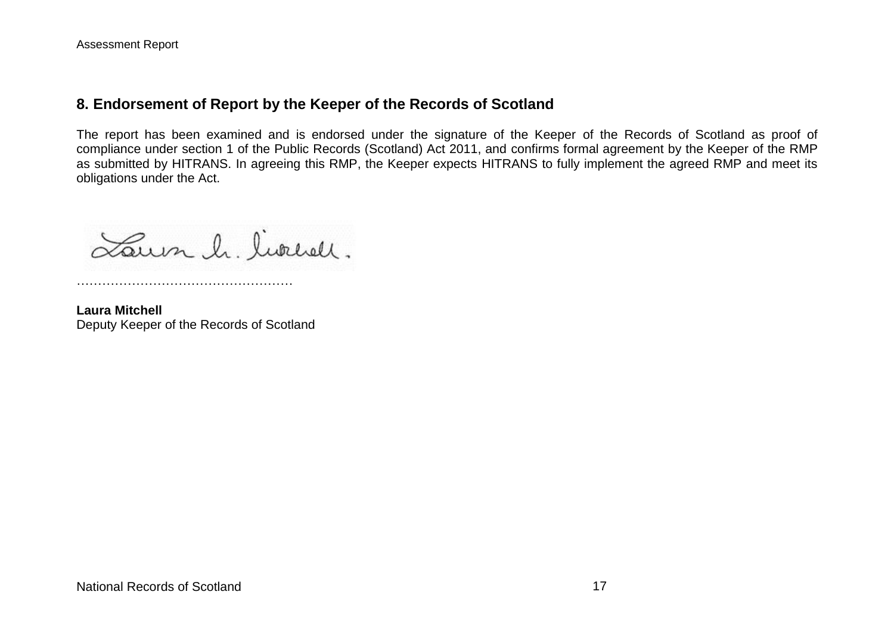## 8. Endorsement of Report by the Keeper of the Records of Scotland

The report has been examined and is endorsed under the signature of the Keeper of the Records of Scotland as proof of compliance under section 1 of the Public Records (Scotland) Act 2011, and confirms formal agreement by the Keeper of the RMP as submitted by HITRANS. In agreeing this RMP, the Keeper expects HITRANS to fully implement the agreed RMP and meet its obligations under the Act.

……………………………………………

**Laura Mitchell**
Deputy Keeper of the Records of Scotland